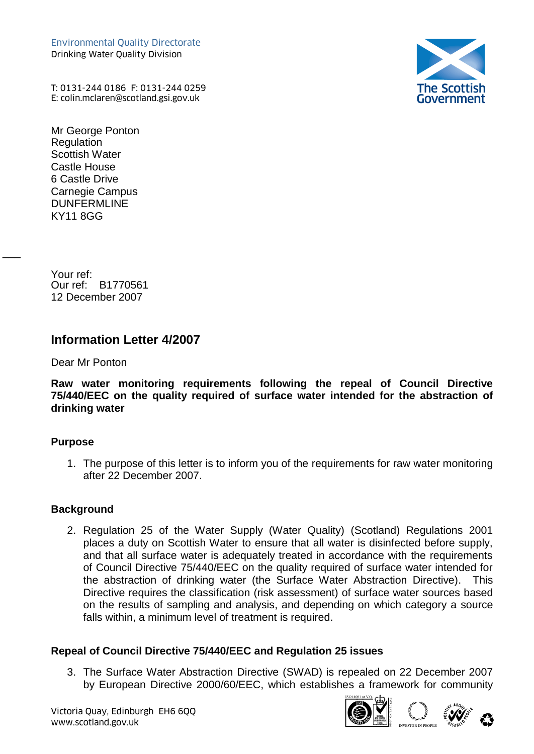Environmental Quality Directorate
Drinking Water Quality Division

T: 0131-244 0186 F: 0131-244 0259
E: colin.mclaren@scotland.gsi.gov.uk

The Scottish Government

Mr George Ponton
Regulation
Scottish Water
Castle House
6 Castle Drive
Carnegie Campus
DUNFERMLINE
KY11 8GG

Your ref:
Our ref: B1770561
12 December 2007

## Information Letter 4/2007

Dear Mr Ponton

**Raw water monitoring requirements following the repeal of Council Directive 75/440/EEC on the quality required of surface water intended for the abstraction of drinking water**

### Purpose

1. The purpose of this letter is to inform you of the requirements for raw water monitoring after 22 December 2007.

### Background

2. Regulation 25 of the Water Supply (Water Quality) (Scotland) Regulations 2001 places a duty on Scottish Water to ensure that all water is disinfected before supply, and that all surface water is adequately treated in accordance with the requirements of Council Directive 75/440/EEC on the quality required of surface water intended for the abstraction of drinking water (the Surface Water Abstraction Directive). This Directive requires the classification (risk assessment) of surface water sources based on the results of sampling and analysis, and depending on which category a source falls within, a minimum level of treatment is required.

### Repeal of Council Directive 75/440/EEC and Regulation 25 issues

3. The Surface Water Abstraction Directive (SWAD) is repealed on 22 December 2007 by European Directive 2000/60/EEC, which establishes a framework for community

Victoria Quay, Edinburgh EH6 6QQ
www.scotland.gov.uk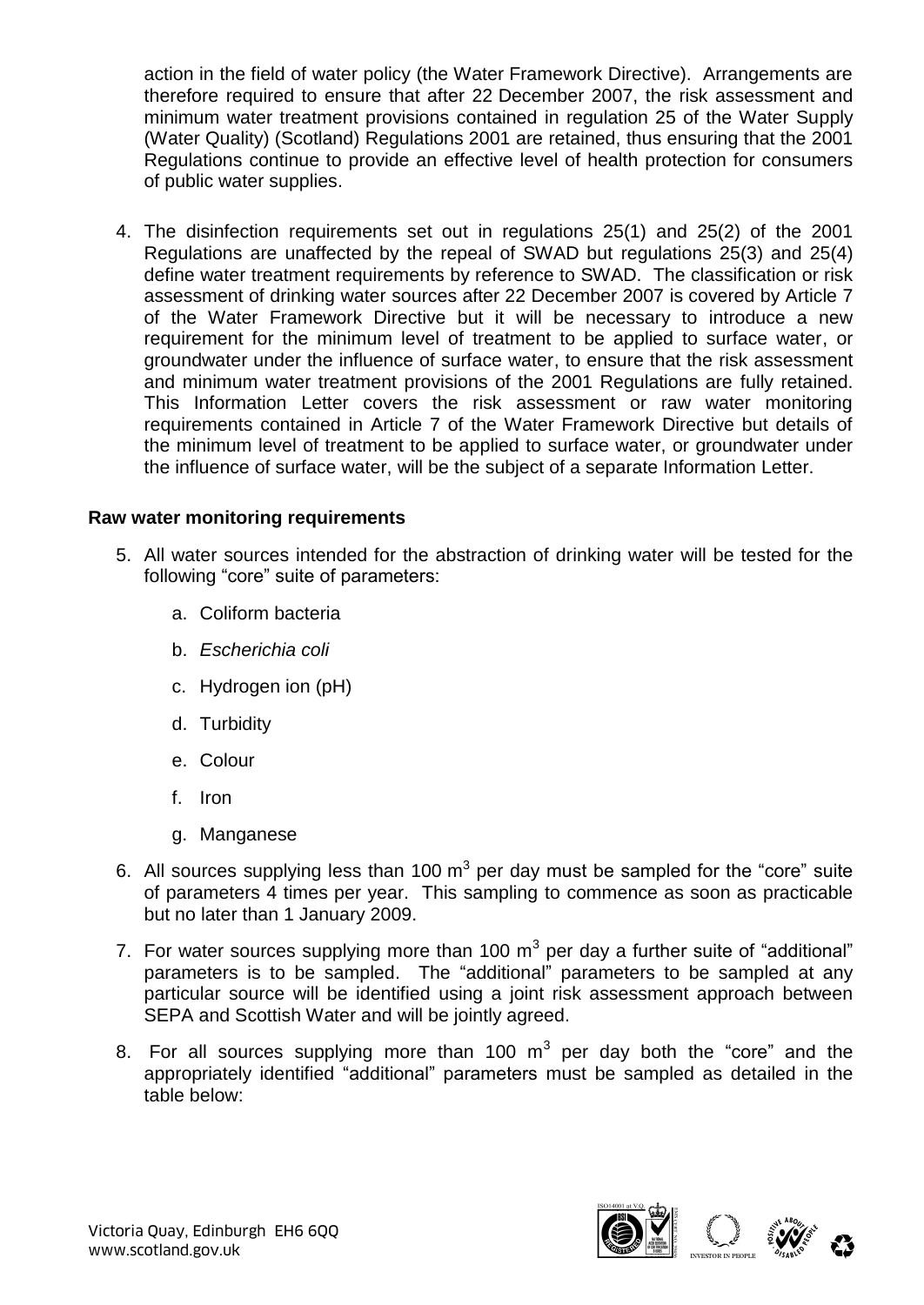action in the field of water policy (the Water Framework Directive). Arrangements are therefore required to ensure that after 22 December 2007, the risk assessment and minimum water treatment provisions contained in regulation 25 of the Water Supply (Water Quality) (Scotland) Regulations 2001 are retained, thus ensuring that the 2001 Regulations continue to provide an effective level of health protection for consumers of public water supplies.

4. The disinfection requirements set out in regulations 25(1) and 25(2) of the 2001 Regulations are unaffected by the repeal of SWAD but regulations 25(3) and 25(4) define water treatment requirements by reference to SWAD. The classification or risk assessment of drinking water sources after 22 December 2007 is covered by Article 7 of the Water Framework Directive but it will be necessary to introduce a new requirement for the minimum level of treatment to be applied to surface water, or groundwater under the influence of surface water, to ensure that the risk assessment and minimum water treatment provisions of the 2001 Regulations are fully retained. This Information Letter covers the risk assessment or raw water monitoring requirements contained in Article 7 of the Water Framework Directive but details of the minimum level of treatment to be applied to surface water, or groundwater under the influence of surface water, will be the subject of a separate Information Letter.

**Raw water monitoring requirements**

5. All water sources intended for the abstraction of drinking water will be tested for the following "core" suite of parameters:

   a. Coliform bacteria

   b. *Escherichia coli*

   c. Hydrogen ion (pH)

   d. Turbidity

   e. Colour

   f. Iron

   g. Manganese

6. All sources supplying less than 100 $m^3$ per day must be sampled for the "core" suite of parameters 4 times per year. This sampling to commence as soon as practicable but no later than 1 January 2009.

7. For water sources supplying more than 100 $m^3$ per day a further suite of "additional" parameters is to be sampled. The "additional" parameters to be sampled at any particular source will be identified using a joint risk assessment approach between SEPA and Scottish Water and will be jointly agreed.

8. For all sources supplying more than 100 $m^3$ per day both the "core" and the appropriately identified "additional" parameters must be sampled as detailed in the table below: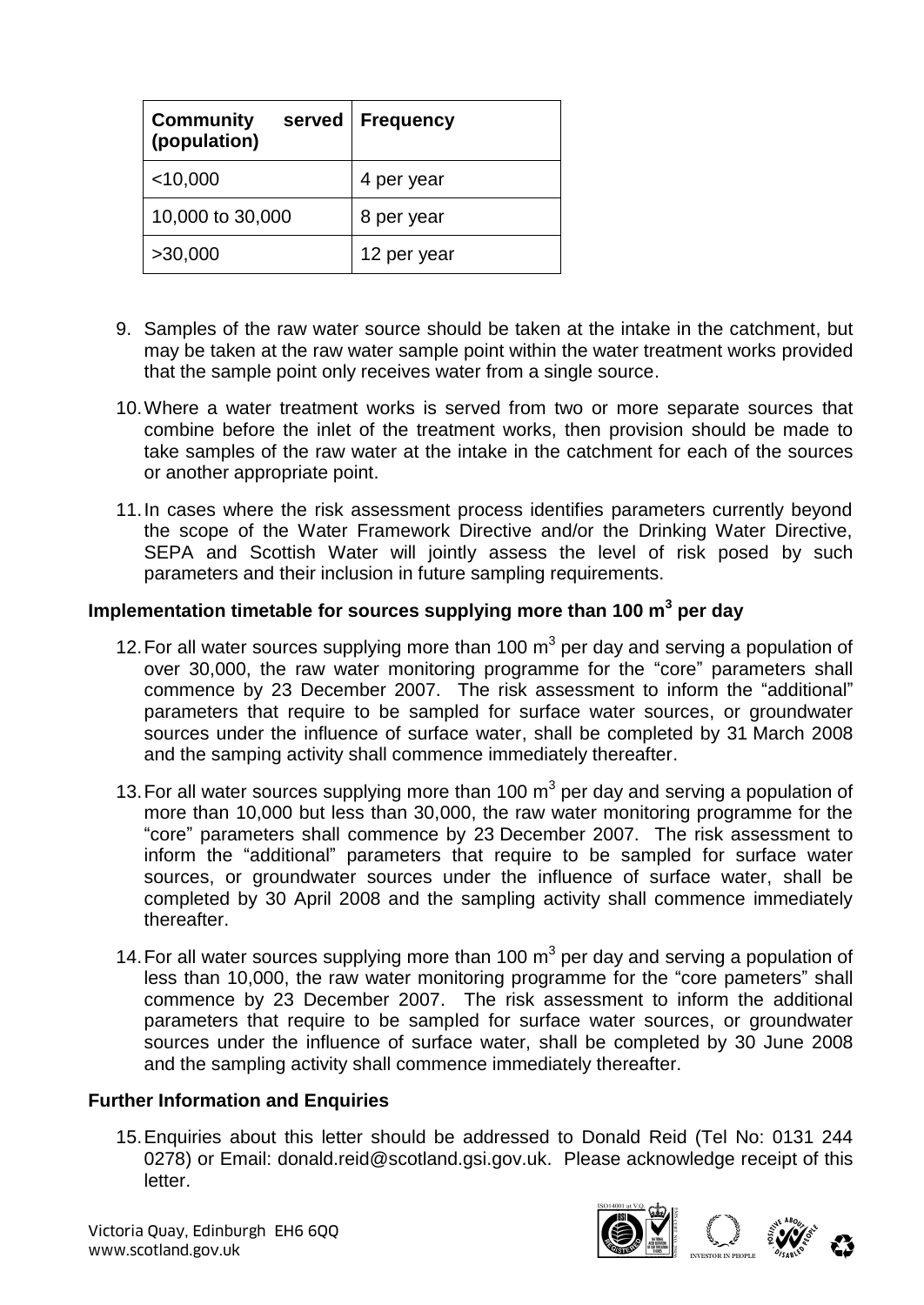| Community served (population) | Frequency |
|---|---|
| <10,000 | 4 per year |
| 10,000 to 30,000 | 8 per year |
| >30,000 | 12 per year |

9. Samples of the raw water source should be taken at the intake in the catchment, but may be taken at the raw water sample point within the water treatment works provided that the sample point only receives water from a single source.

10. Where a water treatment works is served from two or more separate sources that combine before the inlet of the treatment works, then provision should be made to take samples of the raw water at the intake in the catchment for each of the sources or another appropriate point.

11. In cases where the risk assessment process identifies parameters currently beyond the scope of the Water Framework Directive and/or the Drinking Water Directive, SEPA and Scottish Water will jointly assess the level of risk posed by such parameters and their inclusion in future sampling requirements.

### Implementation timetable for sources supplying more than 100 $m^3$ per day

12. For all water sources supplying more than 100 $m^3$ per day and serving a population of over 30,000, the raw water monitoring programme for the "core" parameters shall commence by 23 December 2007. The risk assessment to inform the "additional" parameters that require to be sampled for surface water sources, or groundwater sources under the influence of surface water, shall be completed by 31 March 2008 and the samping activity shall commence immediately thereafter.

13. For all water sources supplying more than 100 $m^3$ per day and serving a population of more than 10,000 but less than 30,000, the raw water monitoring programme for the "core" parameters shall commence by 23 December 2007. The risk assessment to inform the "additional" parameters that require to be sampled for surface water sources, or groundwater sources under the influence of surface water, shall be completed by 30 April 2008 and the sampling activity shall commence immediately thereafter.

14. For all water sources supplying more than 100 $m^3$ per day and serving a population of less than 10,000, the raw water monitoring programme for the "core pameters" shall commence by 23 December 2007. The risk assessment to inform the additional parameters that require to be sampled for surface water sources, or groundwater sources under the influence of surface water, shall be completed by 30 June 2008 and the sampling activity shall commence immediately thereafter.

### Further Information and Enquiries

15. Enquiries about this letter should be addressed to Donald Reid (Tel No: 0131 244 0278) or Email: donald.reid@scotland.gsi.gov.uk. Please acknowledge receipt of this letter.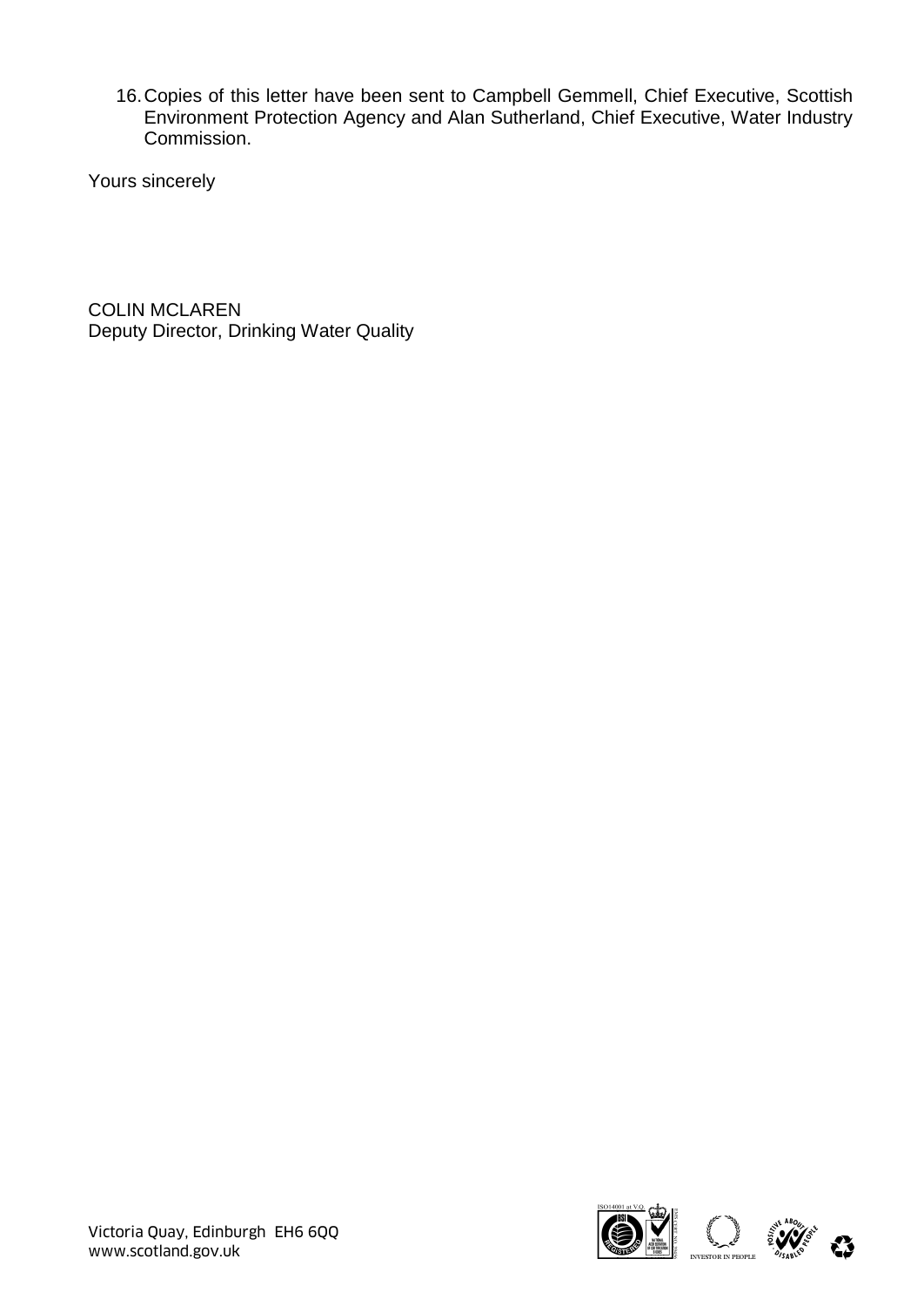16. Copies of this letter have been sent to Campbell Gemmell, Chief Executive, Scottish Environment Protection Agency and Alan Sutherland, Chief Executive, Water Industry Commission.

Yours sincerely

COLIN MCLAREN
Deputy Director, Drinking Water Quality

Victoria Quay, Edinburgh EH6 6QQ
www.scotland.gov.uk